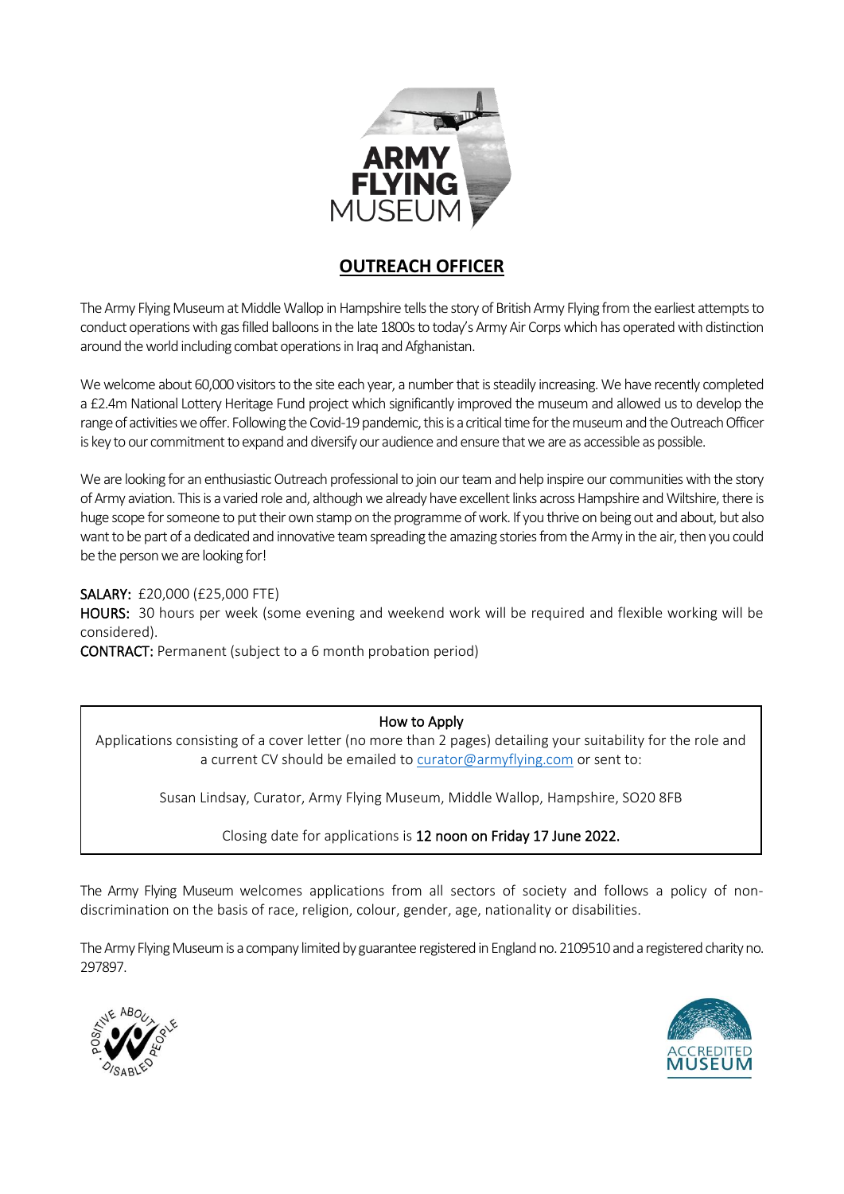# OUTREACH OFFICER

The Army Flying Museum at Middle Wallop in Hampshire tells the story of British Army Flying from the earliest attempts to conduct operations with gas filled balloons in the late 1800s to today's Army Air Corps which has operated with distinction around the world including combat operations in Iraq and Afghanistan.

We welcome about 60,000 visitors to the site each year, a number that is steadily increasing. We have recently completed a £2.4m National Lottery Heritage Fund project which significantly improved the museum and allowed us to develop the range of activities we offer. Following the Covid-19 pandemic, this is a critical time for the museum and the Outreach Officer is key to our commitment to expand and diversify our audience and ensure that we are as accessible as possible.

We are looking for an enthusiastic Outreach professional to join our team and help inspire our communities with the story of Army aviation. This is a varied role and, although we already have excellent links across Hampshire and Wiltshire, there is huge scope for someone to put their own stamp on the programme of work. If you thrive on being out and about, but also want to be part of a dedicated and innovative team spreading the amazing stories from the Army in the air, then you could be the person we are looking for!

**SALARY:** £20,000 (£25,000 FTE)
**HOURS:** 30 hours per week (some evening and weekend work will be required and flexible working will be considered).
**CONTRACT:** Permanent (subject to a 6 month probation period)

**How to Apply**

Applications consisting of a cover letter (no more than 2 pages) detailing your suitability for the role and a current CV should be emailed to curator@armyflying.com or sent to:

Susan Lindsay, Curator, Army Flying Museum, Middle Wallop, Hampshire, SO20 8FB

Closing date for applications is **12 noon on Friday 17 June 2022.**

The Army Flying Museum welcomes applications from all sectors of society and follows a policy of non-discrimination on the basis of race, religion, colour, gender, age, nationality or disabilities.

The Army Flying Museum is a company limited by guarantee registered in England no. 2109510 and a registered charity no. 297897.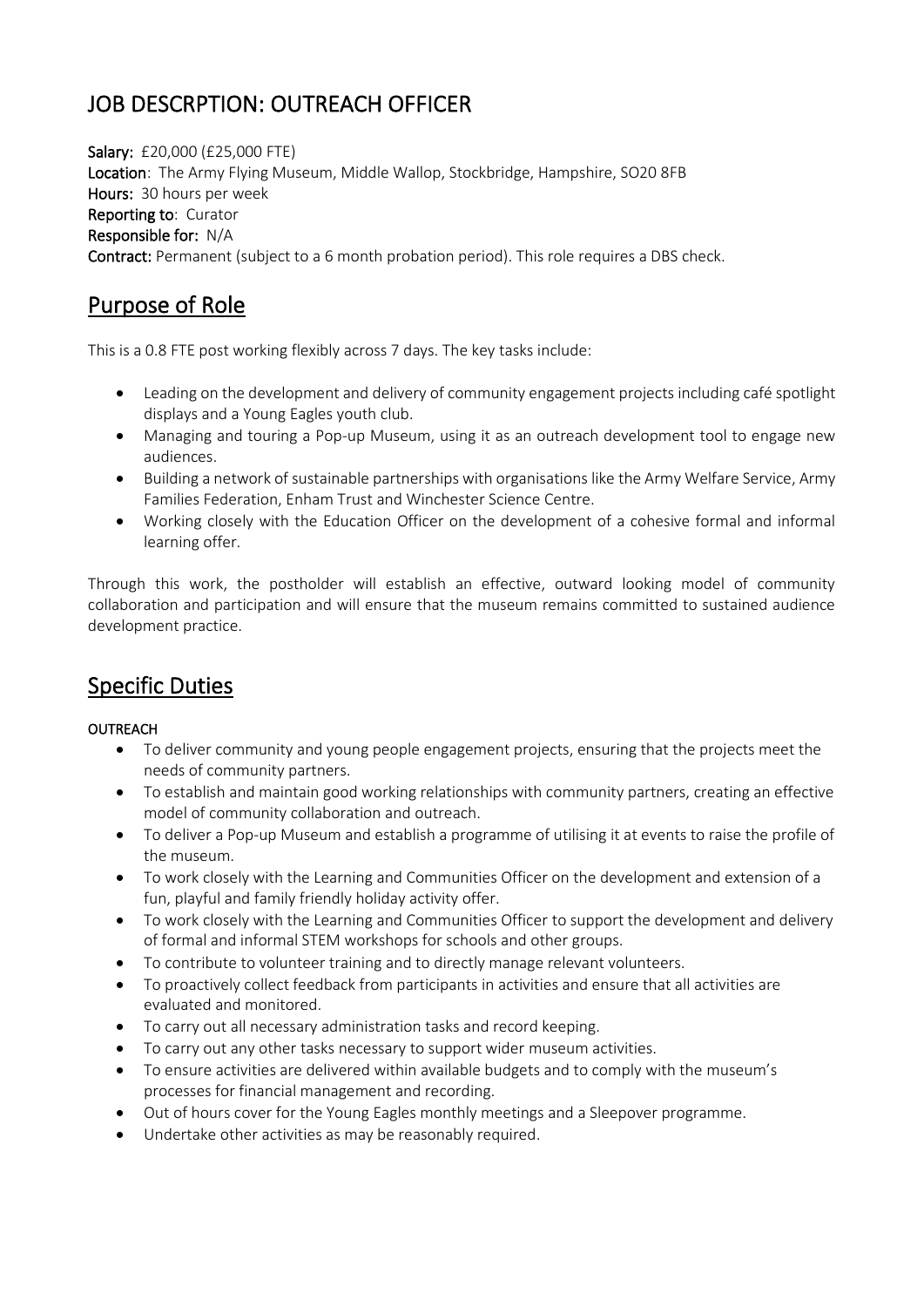# JOB DESCRPTION: OUTREACH OFFICER

**Salary:** £20,000 (£25,000 FTE)
**Location**: The Army Flying Museum, Middle Wallop, Stockbridge, Hampshire, SO20 8FB
**Hours:** 30 hours per week
**Reporting to**: Curator
**Responsible for:** N/A
**Contract:** Permanent (subject to a 6 month probation period). This role requires a DBS check.

## Purpose of Role

This is a 0.8 FTE post working flexibly across 7 days. The key tasks include:

- Leading on the development and delivery of community engagement projects including café spotlight displays and a Young Eagles youth club.
- Managing and touring a Pop-up Museum, using it as an outreach development tool to engage new audiences.
- Building a network of sustainable partnerships with organisations like the Army Welfare Service, Army Families Federation, Enham Trust and Winchester Science Centre.
- Working closely with the Education Officer on the development of a cohesive formal and informal learning offer.

Through this work, the postholder will establish an effective, outward looking model of community collaboration and participation and will ensure that the museum remains committed to sustained audience development practice.

## Specific Duties

**OUTREACH**

- To deliver community and young people engagement projects, ensuring that the projects meet the needs of community partners.
- To establish and maintain good working relationships with community partners, creating an effective model of community collaboration and outreach.
- To deliver a Pop-up Museum and establish a programme of utilising it at events to raise the profile of the museum.
- To work closely with the Learning and Communities Officer on the development and extension of a fun, playful and family friendly holiday activity offer.
- To work closely with the Learning and Communities Officer to support the development and delivery of formal and informal STEM workshops for schools and other groups.
- To contribute to volunteer training and to directly manage relevant volunteers.
- To proactively collect feedback from participants in activities and ensure that all activities are evaluated and monitored.
- To carry out all necessary administration tasks and record keeping.
- To carry out any other tasks necessary to support wider museum activities.
- To ensure activities are delivered within available budgets and to comply with the museum's processes for financial management and recording.
- Out of hours cover for the Young Eagles monthly meetings and a Sleepover programme.
- Undertake other activities as may be reasonably required.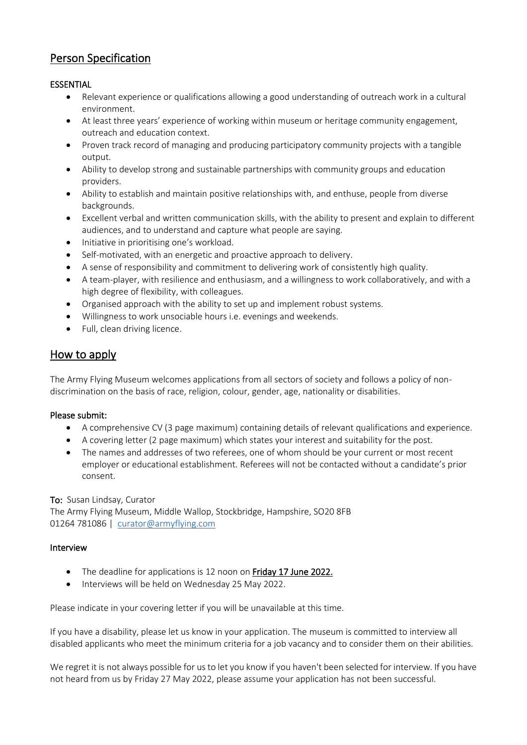## Person Specification

### ESSENTIAL

- Relevant experience or qualifications allowing a good understanding of outreach work in a cultural environment.
- At least three years' experience of working within museum or heritage community engagement, outreach and education context.
- Proven track record of managing and producing participatory community projects with a tangible output.
- Ability to develop strong and sustainable partnerships with community groups and education providers.
- Ability to establish and maintain positive relationships with, and enthuse, people from diverse backgrounds.
- Excellent verbal and written communication skills, with the ability to present and explain to different audiences, and to understand and capture what people are saying.
- Initiative in prioritising one's workload.
- Self-motivated, with an energetic and proactive approach to delivery.
- A sense of responsibility and commitment to delivering work of consistently high quality.
- A team-player, with resilience and enthusiasm, and a willingness to work collaboratively, and with a high degree of flexibility, with colleagues.
- Organised approach with the ability to set up and implement robust systems.
- Willingness to work unsociable hours i.e. evenings and weekends.
- Full, clean driving licence.

## How to apply

The Army Flying Museum welcomes applications from all sectors of society and follows a policy of non-discrimination on the basis of race, religion, colour, gender, age, nationality or disabilities.

### Please submit:

- A comprehensive CV (3 page maximum) containing details of relevant qualifications and experience.
- A covering letter (2 page maximum) which states your interest and suitability for the post.
- The names and addresses of two referees, one of whom should be your current or most recent employer or educational establishment. Referees will not be contacted without a candidate's prior consent.

**To:** Susan Lindsay, Curator
The Army Flying Museum, Middle Wallop, Stockbridge, Hampshire, SO20 8FB
01264 781086 | curator@armyflying.com

### Interview

- The deadline for applications is 12 noon on **Friday 17 June 2022.**
- Interviews will be held on Wednesday 25 May 2022.

Please indicate in your covering letter if you will be unavailable at this time.

If you have a disability, please let us know in your application. The museum is committed to interview all disabled applicants who meet the minimum criteria for a job vacancy and to consider them on their abilities.

We regret it is not always possible for us to let you know if you haven't been selected for interview. If you have not heard from us by Friday 27 May 2022, please assume your application has not been successful.